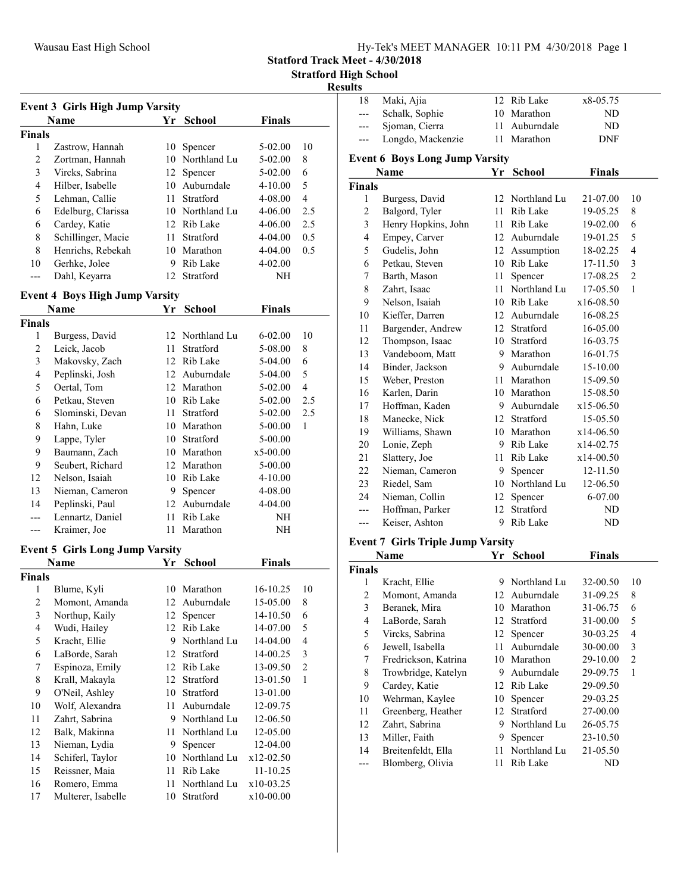# Statford Track Meet - 4/30/2018

## Stratford High School

### Results

**Event 3 Girls High Jump Varsity**

| | Name | Yr | School | Finals | |
|---|---|---|---|---|---|
| **Finals** | | | | | |
| 1 | Zastrow, Hannah | 10 | Spencer | 5-02.00 | 10 |
| 2 | Zortman, Hannah | 10 | Northland Lu | 5-02.00 | 8 |
| 3 | Vircks, Sabrina | 12 | Spencer | 5-02.00 | 6 |
| 4 | Hilber, Isabelle | 10 | Auburndale | 4-10.00 | 5 |
| 5 | Lehman, Callie | 11 | Stratford | 4-08.00 | 4 |
| 6 | Edelburg, Clarissa | 10 | Northland Lu | 4-06.00 | 2.5 |
| 6 | Cardey, Katie | 12 | Rib Lake | 4-06.00 | 2.5 |
| 8 | Schillinger, Macie | 11 | Stratford | 4-04.00 | 0.5 |
| 8 | Henrichs, Rebekah | 10 | Marathon | 4-04.00 | 0.5 |
| 10 | Gerhke, Jolee | 9 | Rib Lake | 4-02.00 | |
| --- | Dahl, Keyarra | 12 | Stratford | NH | |

**Event 4 Boys High Jump Varsity**

| | Name | Yr | School | Finals | |
|---|---|---|---|---|---|
| **Finals** | | | | | |
| 1 | Burgess, David | 12 | Northland Lu | 6-02.00 | 10 |
| 2 | Leick, Jacob | 11 | Stratford | 5-08.00 | 8 |
| 3 | Makovsky, Zach | 12 | Rib Lake | 5-04.00 | 6 |
| 4 | Peplinski, Josh | 12 | Auburndale | 5-04.00 | 5 |
| 5 | Oertal, Tom | 12 | Marathon | 5-02.00 | 4 |
| 6 | Petkau, Steven | 10 | Rib Lake | 5-02.00 | 2.5 |
| 6 | Slominski, Devan | 11 | Stratford | 5-02.00 | 2.5 |
| 8 | Hahn, Luke | 10 | Marathon | 5-00.00 | 1 |
| 9 | Lappe, Tyler | 10 | Stratford | 5-00.00 | |
| 9 | Baumann, Zach | 10 | Marathon | x5-00.00 | |
| 9 | Seubert, Richard | 12 | Marathon | 5-00.00 | |
| 12 | Nelson, Isaiah | 10 | Rib Lake | 4-10.00 | |
| 13 | Nieman, Cameron | 9 | Spencer | 4-08.00 | |
| 14 | Peplinski, Paul | 12 | Auburndale | 4-04.00 | |
| --- | Lennartz, Daniel | 11 | Rib Lake | NH | |
| --- | Kraimer, Joe | 11 | Marathon | NH | |

**Event 5 Girls Long Jump Varsity**

| | Name | Yr | School | Finals | |
|---|---|---|---|---|---|
| **Finals** | | | | | |
| 1 | Blume, Kyli | 10 | Marathon | 16-10.25 | 10 |
| 2 | Momont, Amanda | 12 | Auburndale | 15-05.00 | 8 |
| 3 | Northup, Kaily | 12 | Spencer | 14-10.50 | 6 |
| 4 | Wudi, Hailey | 12 | Rib Lake | 14-07.00 | 5 |
| 5 | Kracht, Ellie | 9 | Northland Lu | 14-04.00 | 4 |
| 6 | LaBorde, Sarah | 12 | Stratford | 14-00.25 | 3 |
| 7 | Espinoza, Emily | 12 | Rib Lake | 13-09.50 | 2 |
| 8 | Krall, Makayla | 12 | Stratford | 13-01.50 | 1 |
| 9 | O'Neil, Ashley | 10 | Stratford | 13-01.00 | |
| 10 | Wolf, Alexandra | 11 | Auburndale | 12-09.75 | |
| 11 | Zahrt, Sabrina | 9 | Northland Lu | 12-06.50 | |
| 12 | Balk, Makinna | 11 | Northland Lu | 12-05.00 | |
| 13 | Nieman, Lydia | 9 | Spencer | 12-04.00 | |
| 14 | Schiferl, Taylor | 10 | Northland Lu | x12-02.50 | |
| 15 | Reissner, Maia | 11 | Rib Lake | 11-10.25 | |
| 16 | Romero, Emma | 11 | Northland Lu | x10-03.25 | |
| 17 | Multerer, Isabelle | 10 | Stratford | x10-00.00 | |
| 18 | Maki, Ajia | 12 | Rib Lake | x8-05.75 | |
| --- | Schalk, Sophie | 10 | Marathon | ND | |
| --- | Sjoman, Cierra | 11 | Auburndale | ND | |
| --- | Longdo, Mackenzie | 11 | Marathon | DNF | |

**Event 6 Boys Long Jump Varsity**

| | Name | Yr | School | Finals | |
|---|---|---|---|---|---|
| **Finals** | | | | | |
| 1 | Burgess, David | 12 | Northland Lu | 21-07.00 | 10 |
| 2 | Balgord, Tyler | 11 | Rib Lake | 19-05.25 | 8 |
| 3 | Henry Hopkins, John | 11 | Rib Lake | 19-02.00 | 6 |
| 4 | Empey, Carver | 12 | Auburndale | 19-01.25 | 5 |
| 5 | Gudelis, John | 12 | Assumption | 18-02.25 | 4 |
| 6 | Petkau, Steven | 10 | Rib Lake | 17-11.50 | 3 |
| 7 | Barth, Mason | 11 | Spencer | 17-08.25 | 2 |
| 8 | Zahrt, Isaac | 11 | Northland Lu | 17-05.50 | 1 |
| 9 | Nelson, Isaiah | 10 | Rib Lake | x16-08.50 | |
| 10 | Kieffer, Darren | 12 | Auburndale | 16-08.25 | |
| 11 | Bargender, Andrew | 12 | Stratford | 16-05.00 | |
| 12 | Thompson, Isaac | 10 | Stratford | 16-03.75 | |
| 13 | Vandeboom, Matt | 9 | Marathon | 16-01.75 | |
| 14 | Binder, Jackson | 9 | Auburndale | 15-10.00 | |
| 15 | Weber, Preston | 11 | Marathon | 15-09.50 | |
| 16 | Karlen, Darin | 10 | Marathon | 15-08.50 | |
| 17 | Hoffman, Kaden | 9 | Auburndale | x15-06.50 | |
| 18 | Manecke, Nick | 12 | Stratford | 15-05.50 | |
| 19 | Williams, Shawn | 10 | Marathon | x14-06.50 | |
| 20 | Lonie, Zeph | 9 | Rib Lake | x14-02.75 | |
| 21 | Slattery, Joe | 11 | Rib Lake | x14-00.50 | |
| 22 | Nieman, Cameron | 9 | Spencer | 12-11.50 | |
| 23 | Riedel, Sam | 10 | Northland Lu | 12-06.50 | |
| 24 | Nieman, Collin | 12 | Spencer | 6-07.00 | |
| --- | Hoffman, Parker | 12 | Stratford | ND | |
| --- | Keiser, Ashton | 9 | Rib Lake | ND | |

**Event 7 Girls Triple Jump Varsity**

| | Name | Yr | School | Finals | |
|---|---|---|---|---|---|
| **Finals** | | | | | |
| 1 | Kracht, Ellie | 9 | Northland Lu | 32-00.50 | 10 |
| 2 | Momont, Amanda | 12 | Auburndale | 31-09.25 | 8 |
| 3 | Beranek, Mira | 10 | Marathon | 31-06.75 | 6 |
| 4 | LaBorde, Sarah | 12 | Stratford | 31-00.00 | 5 |
| 5 | Vircks, Sabrina | 12 | Spencer | 30-03.25 | 4 |
| 6 | Jewell, Isabella | 11 | Auburndale | 30-00.00 | 3 |
| 7 | Fredrickson, Katrina | 10 | Marathon | 29-10.00 | 2 |
| 8 | Trowbridge, Katelyn | 9 | Auburndale | 29-09.75 | 1 |
| 9 | Cardey, Katie | 12 | Rib Lake | 29-09.50 | |
| 10 | Wehrman, Kaylee | 10 | Spencer | 29-03.25 | |
| 11 | Greenberg, Heather | 12 | Stratford | 27-00.00 | |
| 12 | Zahrt, Sabrina | 9 | Northland Lu | 26-05.75 | |
| 13 | Miller, Faith | 9 | Spencer | 23-10.50 | |
| 14 | Breitenfeldt, Ella | 11 | Northland Lu | 21-05.50 | |
| --- | Blomberg, Olivia | 11 | Rib Lake | ND | |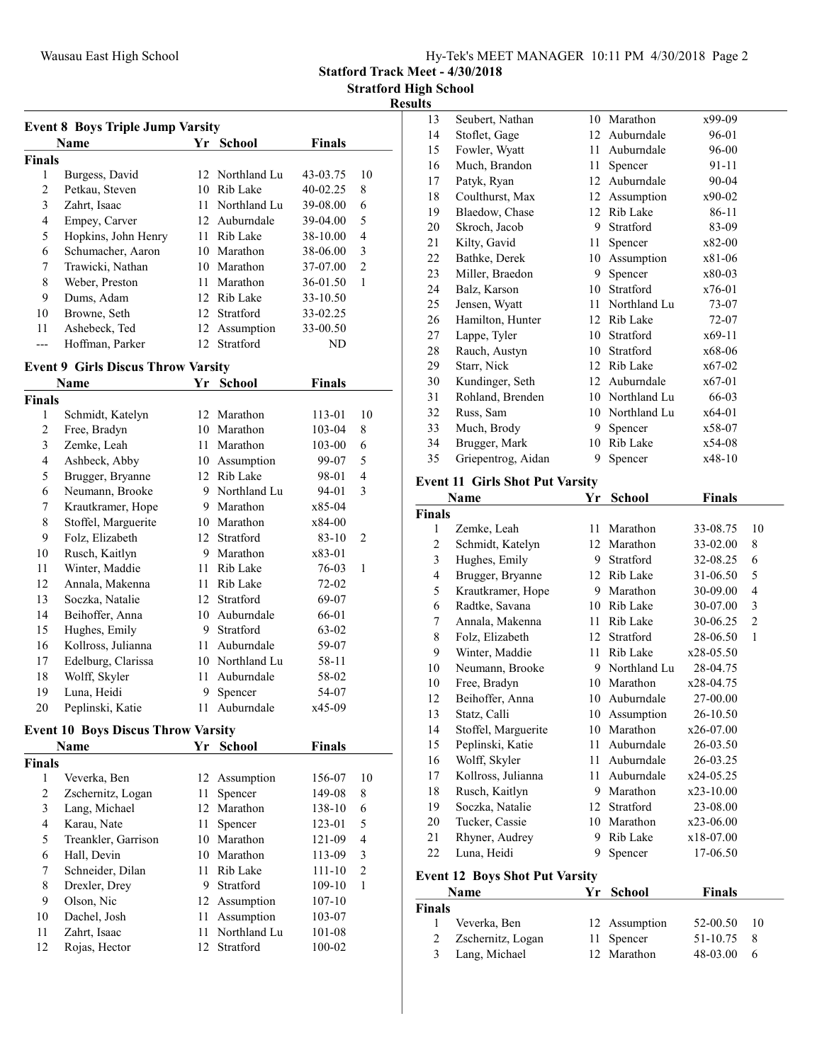Statford Track Meet - 4/30/2018

Stratford High School

Results

### Event 8 Boys Triple Jump Varsity

| | Name | Yr | School | Finals | |
|---|---|---|---|---|---|
| **Finals** | | | | | |
| 1 | Burgess, David | 12 | Northland Lu | 43-03.75 | 10 |
| 2 | Petkau, Steven | 10 | Rib Lake | 40-02.25 | 8 |
| 3 | Zahrt, Isaac | 11 | Northland Lu | 39-08.00 | 6 |
| 4 | Empey, Carver | 12 | Auburndale | 39-04.00 | 5 |
| 5 | Hopkins, John Henry | 11 | Rib Lake | 38-10.00 | 4 |
| 6 | Schumacher, Aaron | 10 | Marathon | 38-06.00 | 3 |
| 7 | Trawicki, Nathan | 10 | Marathon | 37-07.00 | 2 |
| 8 | Weber, Preston | 11 | Marathon | 36-01.50 | 1 |
| 9 | Dums, Adam | 12 | Rib Lake | 33-10.50 | |
| 10 | Browne, Seth | 12 | Stratford | 33-02.25 | |
| 11 | Ashebeck, Ted | 12 | Assumption | 33-00.50 | |
| --- | Hoffman, Parker | 12 | Stratford | ND | |

### Event 9 Girls Discus Throw Varsity

| | Name | Yr | School | Finals | |
|---|---|---|---|---|---|
| **Finals** | | | | | |
| 1 | Schmidt, Katelyn | 12 | Marathon | 113-01 | 10 |
| 2 | Free, Bradyn | 10 | Marathon | 103-04 | 8 |
| 3 | Zemke, Leah | 11 | Marathon | 103-00 | 6 |
| 4 | Ashbeck, Abby | 10 | Assumption | 99-07 | 5 |
| 5 | Brugger, Bryanne | 12 | Rib Lake | 98-01 | 4 |
| 6 | Neumann, Brooke | 9 | Northland Lu | 94-01 | 3 |
| 7 | Krautkramer, Hope | 9 | Marathon | x85-04 | |
| 8 | Stoffel, Marguerite | 10 | Marathon | x84-00 | |
| 9 | Folz, Elizabeth | 12 | Stratford | 83-10 | 2 |
| 10 | Rusch, Kaitlyn | 9 | Marathon | x83-01 | |
| 11 | Winter, Maddie | 11 | Rib Lake | 76-03 | 1 |
| 12 | Annala, Makenna | 11 | Rib Lake | 72-02 | |
| 13 | Soczka, Natalie | 12 | Stratford | 69-07 | |
| 14 | Beihoffer, Anna | 10 | Auburndale | 66-01 | |
| 15 | Hughes, Emily | 9 | Stratford | 63-02 | |
| 16 | Kollross, Julianna | 11 | Auburndale | 59-07 | |
| 17 | Edelburg, Clarissa | 10 | Northland Lu | 58-11 | |
| 18 | Wolff, Skyler | 11 | Auburndale | 58-02 | |
| 19 | Luna, Heidi | 9 | Spencer | 54-07 | |
| 20 | Peplinski, Katie | 11 | Auburndale | x45-09 | |

### Event 10 Boys Discus Throw Varsity

| | Name | Yr | School | Finals | |
|---|---|---|---|---|---|
| **Finals** | | | | | |
| 1 | Veverka, Ben | 12 | Assumption | 156-07 | 10 |
| 2 | Zschernitz, Logan | 11 | Spencer | 149-08 | 8 |
| 3 | Lang, Michael | 12 | Marathon | 138-10 | 6 |
| 4 | Karau, Nate | 11 | Spencer | 123-01 | 5 |
| 5 | Treankler, Garrison | 10 | Marathon | 121-09 | 4 |
| 6 | Hall, Devin | 10 | Marathon | 113-09 | 3 |
| 7 | Schneider, Dilan | 11 | Rib Lake | 111-10 | 2 |
| 8 | Drexler, Drey | 9 | Stratford | 109-10 | 1 |
| 9 | Olson, Nic | 12 | Assumption | 107-10 | |
| 10 | Dachel, Josh | 11 | Assumption | 103-07 | |
| 11 | Zahrt, Isaac | 11 | Northland Lu | 101-08 | |
| 12 | Rojas, Hector | 12 | Stratford | 100-02 | |
| 13 | Seubert, Nathan | 10 | Marathon | x99-09 | |
| 14 | Stoflet, Gage | 12 | Auburndale | 96-01 | |
| 15 | Fowler, Wyatt | 11 | Auburndale | 96-00 | |
| 16 | Much, Brandon | 11 | Spencer | 91-11 | |
| 17 | Patyk, Ryan | 12 | Auburndale | 90-04 | |
| 18 | Coulthurst, Max | 12 | Assumption | x90-02 | |
| 19 | Blaedow, Chase | 12 | Rib Lake | 86-11 | |
| 20 | Skroch, Jacob | 9 | Stratford | 83-09 | |
| 21 | Kilty, Gavid | 11 | Spencer | x82-00 | |
| 22 | Bathke, Derek | 10 | Assumption | x81-06 | |
| 23 | Miller, Braedon | 9 | Spencer | x80-03 | |
| 24 | Balz, Karson | 10 | Stratford | x76-01 | |
| 25 | Jensen, Wyatt | 11 | Northland Lu | 73-07 | |
| 26 | Hamilton, Hunter | 12 | Rib Lake | 72-07 | |
| 27 | Lappe, Tyler | 10 | Stratford | x69-11 | |
| 28 | Rauch, Austyn | 10 | Stratford | x68-06 | |
| 29 | Starr, Nick | 12 | Rib Lake | x67-02 | |
| 30 | Kundinger, Seth | 12 | Auburndale | x67-01 | |
| 31 | Rohland, Brenden | 10 | Northland Lu | 66-03 | |
| 32 | Russ, Sam | 10 | Northland Lu | x64-01 | |
| 33 | Much, Brody | 9 | Spencer | x58-07 | |
| 34 | Brugger, Mark | 10 | Rib Lake | x54-08 | |
| 35 | Griepentrog, Aidan | 9 | Spencer | x48-10 | |

### Event 11 Girls Shot Put Varsity

| | Name | Yr | School | Finals | |
|---|---|---|---|---|---|
| **Finals** | | | | | |
| 1 | Zemke, Leah | 11 | Marathon | 33-08.75 | 10 |
| 2 | Schmidt, Katelyn | 12 | Marathon | 33-02.00 | 8 |
| 3 | Hughes, Emily | 9 | Stratford | 32-08.25 | 6 |
| 4 | Brugger, Bryanne | 12 | Rib Lake | 31-06.50 | 5 |
| 5 | Krautkramer, Hope | 9 | Marathon | 30-09.00 | 4 |
| 6 | Radtke, Savana | 10 | Rib Lake | 30-07.00 | 3 |
| 7 | Annala, Makenna | 11 | Rib Lake | 30-06.25 | 2 |
| 8 | Folz, Elizabeth | 12 | Stratford | 28-06.50 | 1 |
| 9 | Winter, Maddie | 11 | Rib Lake | x28-05.50 | |
| 10 | Neumann, Brooke | 9 | Northland Lu | 28-04.75 | |
| 10 | Free, Bradyn | 10 | Marathon | x28-04.75 | |
| 12 | Beihoffer, Anna | 10 | Auburndale | 27-00.00 | |
| 13 | Statz, Calli | 10 | Assumption | 26-10.50 | |
| 14 | Stoffel, Marguerite | 10 | Marathon | x26-07.00 | |
| 15 | Peplinski, Katie | 11 | Auburndale | 26-03.50 | |
| 16 | Wolff, Skyler | 11 | Auburndale | 26-03.25 | |
| 17 | Kollross, Julianna | 11 | Auburndale | x24-05.25 | |
| 18 | Rusch, Kaitlyn | 9 | Marathon | x23-10.00 | |
| 19 | Soczka, Natalie | 12 | Stratford | 23-08.00 | |
| 20 | Tucker, Cassie | 10 | Marathon | x23-06.00 | |
| 21 | Rhyner, Audrey | 9 | Rib Lake | x18-07.00 | |
| 22 | Luna, Heidi | 9 | Spencer | 17-06.50 | |

### Event 12 Boys Shot Put Varsity

| | Name | Yr | School | Finals | |
|---|---|---|---|---|---|
| **Finals** | | | | | |
| 1 | Veverka, Ben | 12 | Assumption | 52-00.50 | 10 |
| 2 | Zschernitz, Logan | 11 | Spencer | 51-10.75 | 8 |
| 3 | Lang, Michael | 12 | Marathon | 48-03.00 | 6 |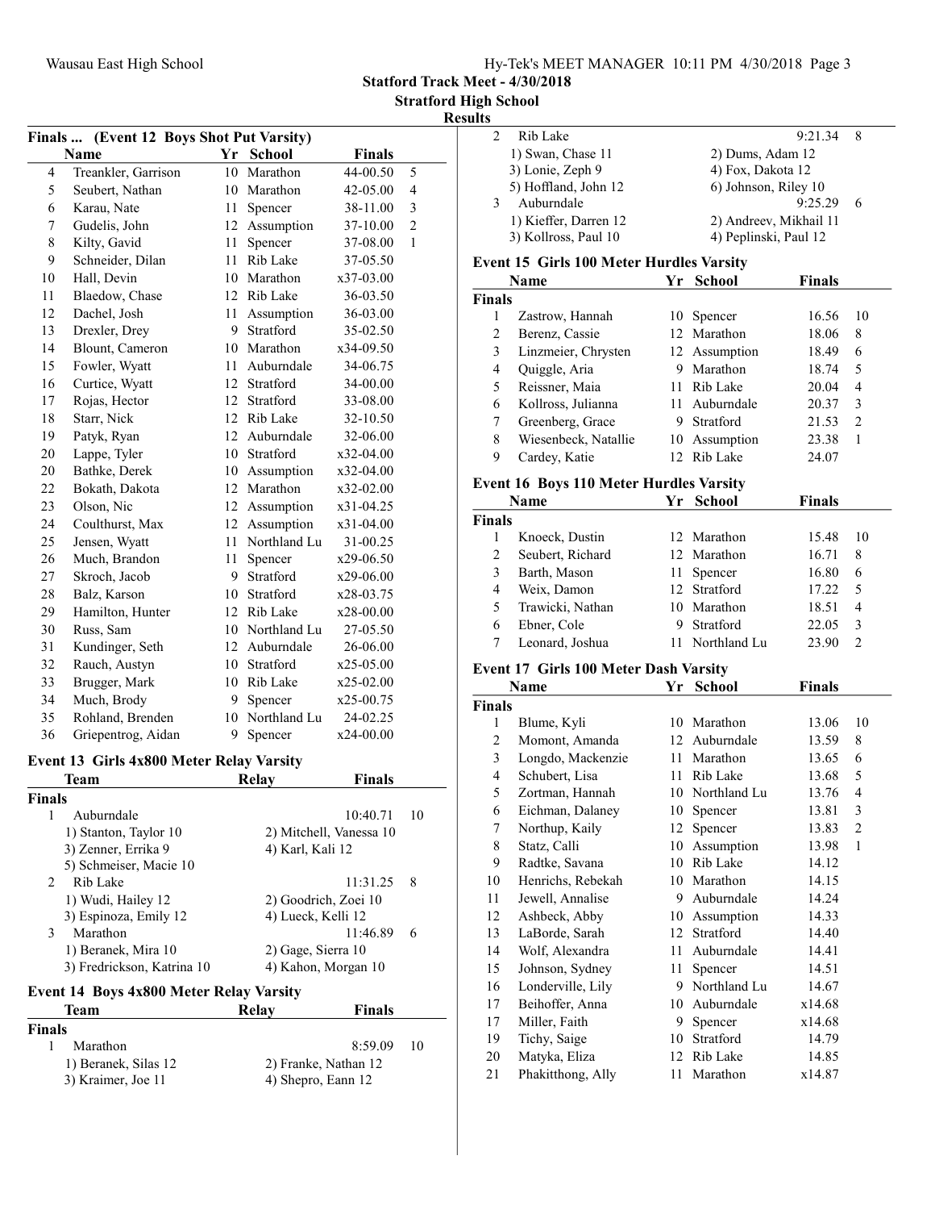Statford Track Meet - 4/30/2018

Stratford High School

Results

### Finals ... (Event 12 Boys Shot Put Varsity)

| | Name | Yr | School | Finals | |
|---|---|---|---|---|---|
| 4 | Treankler, Garrison | 10 | Marathon | 44-00.50 | 5 |
| 5 | Seubert, Nathan | 10 | Marathon | 42-05.00 | 4 |
| 6 | Karau, Nate | 11 | Spencer | 38-11.00 | 3 |
| 7 | Gudelis, John | 12 | Assumption | 37-10.00 | 2 |
| 8 | Kilty, Gavid | 11 | Spencer | 37-08.00 | 1 |
| 9 | Schneider, Dilan | 11 | Rib Lake | 37-05.50 | |
| 10 | Hall, Devin | 10 | Marathon | x37-03.00 | |
| 11 | Blaedow, Chase | 12 | Rib Lake | 36-03.50 | |
| 12 | Dachel, Josh | 11 | Assumption | 36-03.00 | |
| 13 | Drexler, Drey | 9 | Stratford | 35-02.50 | |
| 14 | Blount, Cameron | 10 | Marathon | x34-09.50 | |
| 15 | Fowler, Wyatt | 11 | Auburndale | 34-06.75 | |
| 16 | Curtice, Wyatt | 12 | Stratford | 34-00.00 | |
| 17 | Rojas, Hector | 12 | Stratford | 33-08.00 | |
| 18 | Starr, Nick | 12 | Rib Lake | 32-10.50 | |
| 19 | Patyk, Ryan | 12 | Auburndale | 32-06.00 | |
| 20 | Lappe, Tyler | 10 | Stratford | x32-04.00 | |
| 20 | Bathke, Derek | 10 | Assumption | x32-04.00 | |
| 22 | Bokath, Dakota | 12 | Marathon | x32-02.00 | |
| 23 | Olson, Nic | 12 | Assumption | x31-04.25 | |
| 24 | Coulthurst, Max | 12 | Assumption | x31-04.00 | |
| 25 | Jensen, Wyatt | 11 | Northland Lu | 31-00.25 | |
| 26 | Much, Brandon | 11 | Spencer | x29-06.50 | |
| 27 | Skroch, Jacob | 9 | Stratford | x29-06.00 | |
| 28 | Balz, Karson | 10 | Stratford | x28-03.75 | |
| 29 | Hamilton, Hunter | 12 | Rib Lake | x28-00.00 | |
| 30 | Russ, Sam | 10 | Northland Lu | 27-05.50 | |
| 31 | Kundinger, Seth | 12 | Auburndale | 26-06.00 | |
| 32 | Rauch, Austyn | 10 | Stratford | x25-05.00 | |
| 33 | Brugger, Mark | 10 | Rib Lake | x25-02.00 | |
| 34 | Much, Brody | 9 | Spencer | x25-00.75 | |
| 35 | Rohland, Brenden | 10 | Northland Lu | 24-02.25 | |
| 36 | Griepentrog, Aidan | 9 | Spencer | x24-00.00 | |

### Event 13 Girls 4x800 Meter Relay Varsity

| | Team | Relay | Finals | |
|---|---|---|---|---|
| **Finals** | | | | |
| 1 | Auburndale | | 10:40.71 | 10 |
| | 1) Stanton, Taylor 10 | 2) Mitchell, Vanessa 10 | | |
| | 3) Zenner, Errika 9 | 4) Karl, Kali 12 | | |
| | 5) Schmeiser, Macie 10 | | | |
| 2 | Rib Lake | | 11:31.25 | 8 |
| | 1) Wudi, Hailey 12 | 2) Goodrich, Zoei 10 | | |
| | 3) Espinoza, Emily 12 | 4) Lueck, Kelli 12 | | |
| 3 | Marathon | | 11:46.89 | 6 |
| | 1) Beranek, Mira 10 | 2) Gage, Sierra 10 | | |
| | 3) Fredrickson, Katrina 10 | 4) Kahon, Morgan 10 | | |

### Event 14 Boys 4x800 Meter Relay Varsity

| | Team | Relay | Finals | |
|---|---|---|---|---|
| **Finals** | | | | |
| 1 | Marathon | | 8:59.09 | 10 |
| | 1) Beranek, Silas 12 | 2) Franke, Nathan 12 | | |
| | 3) Kraimer, Joe 11 | 4) Shepro, Eann 12 | | |
| 2 | Rib Lake | | 9:21.34 | 8 |
| | 1) Swan, Chase 11 | 2) Dums, Adam 12 | | |
| | 3) Lonie, Zeph 9 | 4) Fox, Dakota 12 | | |
| | 5) Hoffland, John 12 | 6) Johnson, Riley 10 | | |
| 3 | Auburndale | | 9:25.29 | 6 |
| | 1) Kieffer, Darren 12 | 2) Andreev, Mikhail 11 | | |
| | 3) Kollross, Paul 10 | 4) Peplinski, Paul 12 | | |

### Event 15 Girls 100 Meter Hurdles Varsity

| | Name | Yr | School | Finals | |
|---|---|---|---|---|---|
| **Finals** | | | | | |
| 1 | Zastrow, Hannah | 10 | Spencer | 16.56 | 10 |
| 2 | Berenz, Cassie | 12 | Marathon | 18.06 | 8 |
| 3 | Linzmeier, Chrysten | 12 | Assumption | 18.49 | 6 |
| 4 | Quiggle, Aria | 9 | Marathon | 18.74 | 5 |
| 5 | Reissner, Maia | 11 | Rib Lake | 20.04 | 4 |
| 6 | Kollross, Julianna | 11 | Auburndale | 20.37 | 3 |
| 7 | Greenberg, Grace | 9 | Stratford | 21.53 | 2 |
| 8 | Wiesenbeck, Natallie | 10 | Assumption | 23.38 | 1 |
| 9 | Cardey, Katie | 12 | Rib Lake | 24.07 | |

### Event 16 Boys 110 Meter Hurdles Varsity

| | Name | Yr | School | Finals | |
|---|---|---|---|---|---|
| **Finals** | | | | | |
| 1 | Knoeck, Dustin | 12 | Marathon | 15.48 | 10 |
| 2 | Seubert, Richard | 12 | Marathon | 16.71 | 8 |
| 3 | Barth, Mason | 11 | Spencer | 16.80 | 6 |
| 4 | Weix, Damon | 12 | Stratford | 17.22 | 5 |
| 5 | Trawicki, Nathan | 10 | Marathon | 18.51 | 4 |
| 6 | Ebner, Cole | 9 | Stratford | 22.05 | 3 |
| 7 | Leonard, Joshua | 11 | Northland Lu | 23.90 | 2 |

### Event 17 Girls 100 Meter Dash Varsity

| | Name | Yr | School | Finals | |
|---|---|---|---|---|---|
| **Finals** | | | | | |
| 1 | Blume, Kyli | 10 | Marathon | 13.06 | 10 |
| 2 | Momont, Amanda | 12 | Auburndale | 13.59 | 8 |
| 3 | Longdo, Mackenzie | 11 | Marathon | 13.65 | 6 |
| 4 | Schubert, Lisa | 11 | Rib Lake | 13.68 | 5 |
| 5 | Zortman, Hannah | 10 | Northland Lu | 13.76 | 4 |
| 6 | Eichman, Dalaney | 10 | Spencer | 13.81 | 3 |
| 7 | Northup, Kaily | 12 | Spencer | 13.83 | 2 |
| 8 | Statz, Calli | 10 | Assumption | 13.98 | 1 |
| 9 | Radtke, Savana | 10 | Rib Lake | 14.12 | |
| 10 | Henrichs, Rebekah | 10 | Marathon | 14.15 | |
| 11 | Jewell, Annalise | 9 | Auburndale | 14.24 | |
| 12 | Ashbeck, Abby | 10 | Assumption | 14.33 | |
| 13 | LaBorde, Sarah | 12 | Stratford | 14.40 | |
| 14 | Wolf, Alexandra | 11 | Auburndale | 14.41 | |
| 15 | Johnson, Sydney | 11 | Spencer | 14.51 | |
| 16 | Londerville, Lily | 9 | Northland Lu | 14.67 | |
| 17 | Beihoffer, Anna | 10 | Auburndale | x14.68 | |
| 17 | Miller, Faith | 9 | Spencer | x14.68 | |
| 19 | Tichy, Saige | 10 | Stratford | 14.79 | |
| 20 | Matyka, Eliza | 12 | Rib Lake | 14.85 | |
| 21 | Phakitthong, Ally | 11 | Marathon | x14.87 | |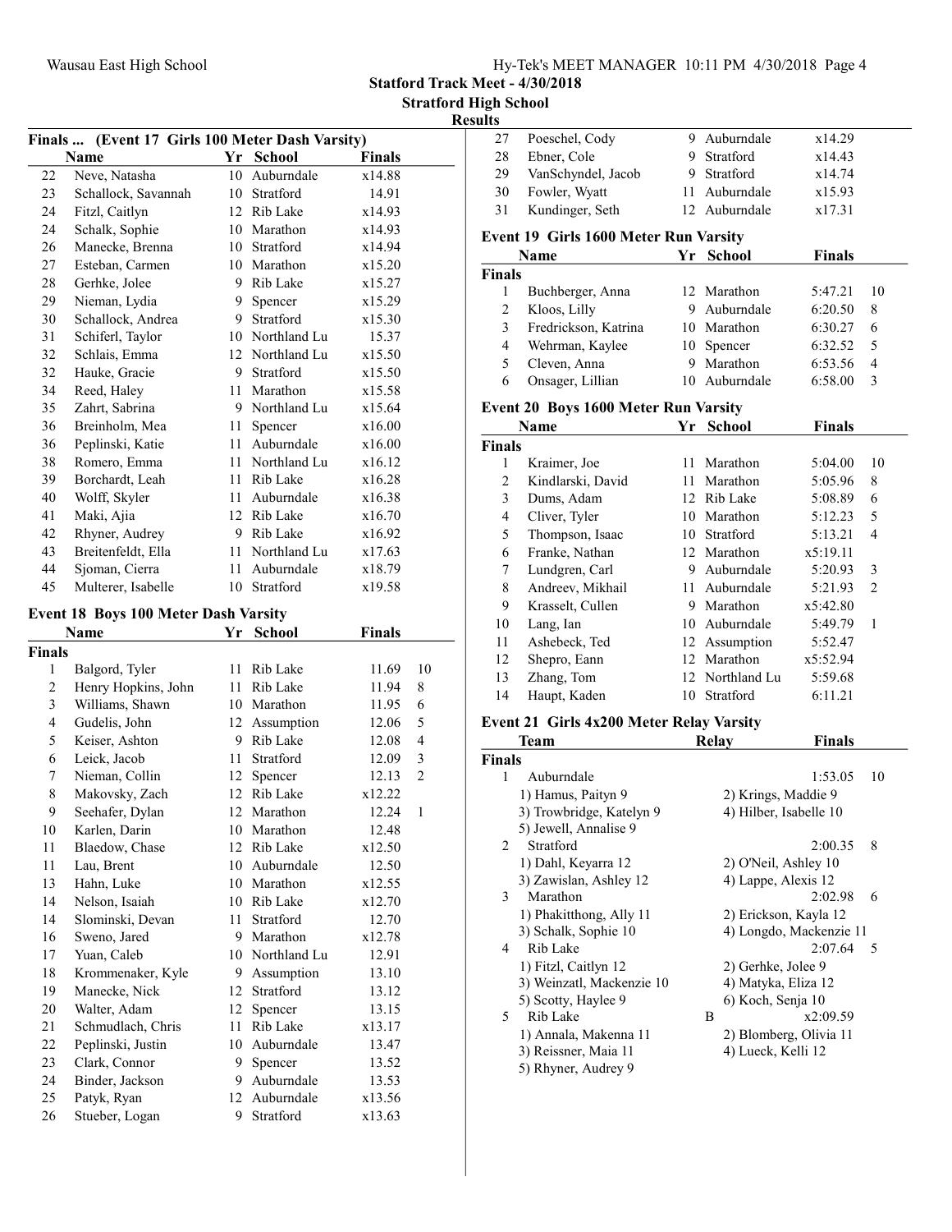**Statford Track Meet - 4/30/2018**

**Stratford High School**

**Results**

### Finals ... (Event 17 Girls 100 Meter Dash Varsity)

| | Name | Yr | School | Finals | |
|---|---|---|---|---|---|
| 22 | Neve, Natasha | 10 | Auburndale | x14.88 | |
| 23 | Schallock, Savannah | 10 | Stratford | 14.91 | |
| 24 | Fitzl, Caitlyn | 12 | Rib Lake | x14.93 | |
| 24 | Schalk, Sophie | 10 | Marathon | x14.93 | |
| 26 | Manecke, Brenna | 10 | Stratford | x14.94 | |
| 27 | Esteban, Carmen | 10 | Marathon | x15.20 | |
| 28 | Gerhke, Jolee | 9 | Rib Lake | x15.27 | |
| 29 | Nieman, Lydia | 9 | Spencer | x15.29 | |
| 30 | Schallock, Andrea | 9 | Stratford | x15.30 | |
| 31 | Schiferl, Taylor | 10 | Northland Lu | 15.37 | |
| 32 | Schlais, Emma | 12 | Northland Lu | x15.50 | |
| 32 | Hauke, Gracie | 9 | Stratford | x15.50 | |
| 34 | Reed, Haley | 11 | Marathon | x15.58 | |
| 35 | Zahrt, Sabrina | 9 | Northland Lu | x15.64 | |
| 36 | Breinholm, Mea | 11 | Spencer | x16.00 | |
| 36 | Peplinski, Katie | 11 | Auburndale | x16.00 | |
| 38 | Romero, Emma | 11 | Northland Lu | x16.12 | |
| 39 | Borchardt, Leah | 11 | Rib Lake | x16.28 | |
| 40 | Wolff, Skyler | 11 | Auburndale | x16.38 | |
| 41 | Maki, Ajia | 12 | Rib Lake | x16.70 | |
| 42 | Rhyner, Audrey | 9 | Rib Lake | x16.92 | |
| 43 | Breitenfeldt, Ella | 11 | Northland Lu | x17.63 | |
| 44 | Sjoman, Cierra | 11 | Auburndale | x18.79 | |
| 45 | Multerer, Isabelle | 10 | Stratford | x19.58 | |

### Event 18 Boys 100 Meter Dash Varsity

| | Name | Yr | School | Finals | |
|---|---|---|---|---|---|
| **Finals** | | | | | |
| 1 | Balgord, Tyler | 11 | Rib Lake | 11.69 | 10 |
| 2 | Henry Hopkins, John | 11 | Rib Lake | 11.94 | 8 |
| 3 | Williams, Shawn | 10 | Marathon | 11.95 | 6 |
| 4 | Gudelis, John | 12 | Assumption | 12.06 | 5 |
| 5 | Keiser, Ashton | 9 | Rib Lake | 12.08 | 4 |
| 6 | Leick, Jacob | 11 | Stratford | 12.09 | 3 |
| 7 | Nieman, Collin | 12 | Spencer | 12.13 | 2 |
| 8 | Makovsky, Zach | 12 | Rib Lake | x12.22 | |
| 9 | Seehafer, Dylan | 12 | Marathon | 12.24 | 1 |
| 10 | Karlen, Darin | 10 | Marathon | 12.48 | |
| 11 | Blaedow, Chase | 12 | Rib Lake | x12.50 | |
| 11 | Lau, Brent | 10 | Auburndale | 12.50 | |
| 13 | Hahn, Luke | 10 | Marathon | x12.55 | |
| 14 | Nelson, Isaiah | 10 | Rib Lake | x12.70 | |
| 14 | Slominski, Devan | 11 | Stratford | 12.70 | |
| 16 | Sweno, Jared | 9 | Marathon | x12.78 | |
| 17 | Yuan, Caleb | 10 | Northland Lu | 12.91 | |
| 18 | Krommenaker, Kyle | 9 | Assumption | 13.10 | |
| 19 | Manecke, Nick | 12 | Stratford | 13.12 | |
| 20 | Walter, Adam | 12 | Spencer | 13.15 | |
| 21 | Schmudlach, Chris | 11 | Rib Lake | x13.17 | |
| 22 | Peplinski, Justin | 10 | Auburndale | 13.47 | |
| 23 | Clark, Connor | 9 | Spencer | 13.52 | |
| 24 | Binder, Jackson | 9 | Auburndale | 13.53 | |
| 25 | Patyk, Ryan | 12 | Auburndale | x13.56 | |
| 26 | Stueber, Logan | 9 | Stratford | x13.63 | |
| 27 | Poeschel, Cody | 9 | Auburndale | x14.29 | |
| 28 | Ebner, Cole | 9 | Stratford | x14.43 | |
| 29 | VanSchyndel, Jacob | 9 | Stratford | x14.74 | |
| 30 | Fowler, Wyatt | 11 | Auburndale | x15.93 | |
| 31 | Kundinger, Seth | 12 | Auburndale | x17.31 | |

### Event 19 Girls 1600 Meter Run Varsity

| | Name | Yr | School | Finals | |
|---|---|---|---|---|---|
| **Finals** | | | | | |
| 1 | Buchberger, Anna | 12 | Marathon | 5:47.21 | 10 |
| 2 | Kloos, Lilly | 9 | Auburndale | 6:20.50 | 8 |
| 3 | Fredrickson, Katrina | 10 | Marathon | 6:30.27 | 6 |
| 4 | Wehrman, Kaylee | 10 | Spencer | 6:32.52 | 5 |
| 5 | Cleven, Anna | 9 | Marathon | 6:53.56 | 4 |
| 6 | Onsager, Lillian | 10 | Auburndale | 6:58.00 | 3 |

### Event 20 Boys 1600 Meter Run Varsity

| | Name | Yr | School | Finals | |
|---|---|---|---|---|---|
| **Finals** | | | | | |
| 1 | Kraimer, Joe | 11 | Marathon | 5:04.00 | 10 |
| 2 | Kindlarski, David | 11 | Marathon | 5:05.96 | 8 |
| 3 | Dums, Adam | 12 | Rib Lake | 5:08.89 | 6 |
| 4 | Cliver, Tyler | 10 | Marathon | 5:12.23 | 5 |
| 5 | Thompson, Isaac | 10 | Stratford | 5:13.21 | 4 |
| 6 | Franke, Nathan | 12 | Marathon | x5:19.11 | |
| 7 | Lundgren, Carl | 9 | Auburndale | 5:20.93 | 3 |
| 8 | Andreev, Mikhail | 11 | Auburndale | 5:21.93 | 2 |
| 9 | Krasselt, Cullen | 9 | Marathon | x5:42.80 | |
| 10 | Lang, Ian | 10 | Auburndale | 5:49.79 | 1 |
| 11 | Ashebeck, Ted | 12 | Assumption | 5:52.47 | |
| 12 | Shepro, Eann | 12 | Marathon | x5:52.94 | |
| 13 | Zhang, Tom | 12 | Northland Lu | 5:59.68 | |
| 14 | Haupt, Kaden | 10 | Stratford | 6:11.21 | |

### Event 21 Girls 4x200 Meter Relay Varsity

| | Team | Relay | Finals | |
|---|---|---|---|---|
| **Finals** | | | | |
| 1 | Auburndale | | 1:53.05 | 10 |
| | 1) Hamus, Paityn 9 | 2) Krings, Maddie 9 | | |
| | 3) Trowbridge, Katelyn 9 | 4) Hilber, Isabelle 10 | | |
| | 5) Jewell, Annalise 9 | | | |
| 2 | Stratford | | 2:00.35 | 8 |
| | 1) Dahl, Keyarra 12 | 2) O'Neil, Ashley 10 | | |
| | 3) Zawislan, Ashley 12 | 4) Lappe, Alexis 12 | | |
| 3 | Marathon | | 2:02.98 | 6 |
| | 1) Phakitthong, Ally 11 | 2) Erickson, Kayla 12 | | |
| | 3) Schalk, Sophie 10 | 4) Longdo, Mackenzie 11 | | |
| 4 | Rib Lake | | 2:07.64 | 5 |
| | 1) Fitzl, Caitlyn 12 | 2) Gerhke, Jolee 9 | | |
| | 3) Weinzatl, Mackenzie 10 | 4) Matyka, Eliza 12 | | |
| | 5) Scotty, Haylee 9 | 6) Koch, Senja 10 | | |
| 5 | Rib Lake | B | x2:09.59 | |
| | 1) Annala, Makenna 11 | 2) Blomberg, Olivia 11 | | |
| | 3) Reissner, Maia 11 | 4) Lueck, Kelli 12 | | |
| | 5) Rhyner, Audrey 9 | | | |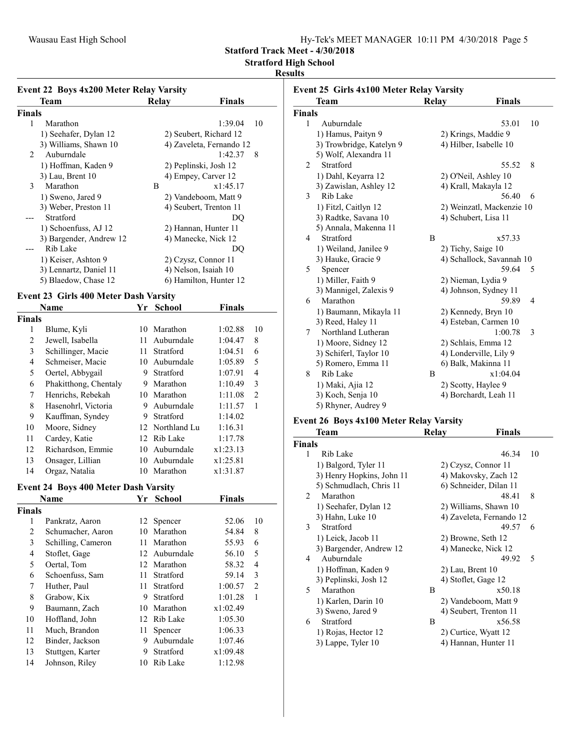**Statford Track Meet - 4/30/2018**

**Stratford High School**

**Results**

### Event 22 Boys 4x200 Meter Relay Varsity

| | Team | Relay | Finals | |
|---|---|---|---|---|
| **Finals** | | | | |
| 1 | Marathon | | 1:39.04 | 10 |
| | 1) Seehafer, Dylan 12 | 2) Seubert, Richard 12 | | |
| | 3) Williams, Shawn 10 | 4) Zaveleta, Fernando 12 | | |
| 2 | Auburndale | | 1:42.37 | 8 |
| | 1) Hoffman, Kaden 9 | 2) Peplinski, Josh 12 | | |
| | 3) Lau, Brent 10 | 4) Empey, Carver 12 | | |
| 3 | Marathon | B | x1:45.17 | |
| | 1) Sweno, Jared 9 | 2) Vandeboom, Matt 9 | | |
| | 3) Weber, Preston 11 | 4) Seubert, Trenton 11 | | |
| --- | Stratford | | DQ | |
| | 1) Schoenfuss, AJ 12 | 2) Hannan, Hunter 11 | | |
| | 3) Bargender, Andrew 12 | 4) Manecke, Nick 12 | | |
| --- | Rib Lake | | DQ | |
| | 1) Keiser, Ashton 9 | 2) Czysz, Connor 11 | | |
| | 3) Lennartz, Daniel 11 | 4) Nelson, Isaiah 10 | | |
| | 5) Blaedow, Chase 12 | 6) Hamilton, Hunter 12 | | |

### Event 23 Girls 400 Meter Dash Varsity

| | Name | Yr | School | Finals | |
|---|---|---|---|---|---|
| **Finals** | | | | | |
| 1 | Blume, Kyli | 10 | Marathon | 1:02.88 | 10 |
| 2 | Jewell, Isabella | 11 | Auburndale | 1:04.47 | 8 |
| 3 | Schillinger, Macie | 11 | Stratford | 1:04.51 | 6 |
| 4 | Schmeiser, Macie | 10 | Auburndale | 1:05.89 | 5 |
| 5 | Oertel, Abbygail | 9 | Stratford | 1:07.91 | 4 |
| 6 | Phakitthong, Chentaly | 9 | Marathon | 1:10.49 | 3 |
| 7 | Henrichs, Rebekah | 10 | Marathon | 1:11.08 | 2 |
| 8 | Hasenohrl, Victoria | 9 | Auburndale | 1:11.57 | 1 |
| 9 | Kauffman, Syndey | 9 | Stratford | 1:14.02 | |
| 10 | Moore, Sidney | 12 | Northland Lu | 1:16.31 | |
| 11 | Cardey, Katie | 12 | Rib Lake | 1:17.78 | |
| 12 | Richardson, Emmie | 10 | Auburndale | x1:23.13 | |
| 13 | Onsager, Lillian | 10 | Auburndale | x1:25.81 | |
| 14 | Orgaz, Natalia | 10 | Marathon | x1:31.87 | |

### Event 24 Boys 400 Meter Dash Varsity

| | Name | Yr | School | Finals | |
|---|---|---|---|---|---|
| **Finals** | | | | | |
| 1 | Pankratz, Aaron | 12 | Spencer | 52.06 | 10 |
| 2 | Schumacher, Aaron | 10 | Marathon | 54.84 | 8 |
| 3 | Schilling, Cameron | 11 | Marathon | 55.93 | 6 |
| 4 | Stoflet, Gage | 12 | Auburndale | 56.10 | 5 |
| 5 | Oertal, Tom | 12 | Marathon | 58.32 | 4 |
| 6 | Schoenfuss, Sam | 11 | Stratford | 59.14 | 3 |
| 7 | Huther, Paul | 11 | Stratford | 1:00.57 | 2 |
| 8 | Grabow, Kix | 9 | Stratford | 1:01.28 | 1 |
| 9 | Baumann, Zach | 10 | Marathon | x1:02.49 | |
| 10 | Hoffland, John | 12 | Rib Lake | 1:05.30 | |
| 11 | Much, Brandon | 11 | Spencer | 1:06.33 | |
| 12 | Binder, Jackson | 9 | Auburndale | 1:07.46 | |
| 13 | Stuttgen, Karter | 9 | Stratford | x1:09.48 | |
| 14 | Johnson, Riley | 10 | Rib Lake | 1:12.98 | |

### Event 25 Girls 4x100 Meter Relay Varsity

| | Team | Relay | Finals | |
|---|---|---|---|---|
| **Finals** | | | | |
| 1 | Auburndale | | 53.01 | 10 |
| | 1) Hamus, Paityn 9 | 2) Krings, Maddie 9 | | |
| | 3) Trowbridge, Katelyn 9 | 4) Hilber, Isabelle 10 | | |
| | 5) Wolf, Alexandra 11 | | | |
| 2 | Stratford | | 55.52 | 8 |
| | 1) Dahl, Keyarra 12 | 2) O'Neil, Ashley 10 | | |
| | 3) Zawislan, Ashley 12 | 4) Krall, Makayla 12 | | |
| 3 | Rib Lake | | 56.40 | 6 |
| | 1) Fitzl, Caitlyn 12 | 2) Weinzatl, Mackenzie 10 | | |
| | 3) Radtke, Savana 10 | 4) Schubert, Lisa 11 | | |
| | 5) Annala, Makenna 11 | | | |
| 4 | Stratford | B | x57.33 | |
| | 1) Weiland, Janilee 9 | 2) Tichy, Saige 10 | | |
| | 3) Hauke, Gracie 9 | 4) Schallock, Savannah 10 | | |
| 5 | Spencer | | 59.64 | 5 |
| | 1) Miller, Faith 9 | 2) Nieman, Lydia 9 | | |
| | 3) Mannigel, Zalexis 9 | 4) Johnson, Sydney 11 | | |
| 6 | Marathon | | 59.89 | 4 |
| | 1) Baumann, Mikayla 11 | 2) Kennedy, Bryn 10 | | |
| | 3) Reed, Haley 11 | 4) Esteban, Carmen 10 | | |
| 7 | Northland Lutheran | | 1:00.78 | 3 |
| | 1) Moore, Sidney 12 | 2) Schlais, Emma 12 | | |
| | 3) Schiferl, Taylor 10 | 4) Londerville, Lily 9 | | |
| | 5) Romero, Emma 11 | 6) Balk, Makinna 11 | | |
| 8 | Rib Lake | B | x1:04.04 | |
| | 1) Maki, Ajia 12 | 2) Scotty, Haylee 9 | | |
| | 3) Koch, Senja 10 | 4) Borchardt, Leah 11 | | |
| | 5) Rhyner, Audrey 9 | | | |

### Event 26 Boys 4x100 Meter Relay Varsity

| | Team | Relay | Finals | |
|---|---|---|---|---|
| **Finals** | | | | |
| 1 | Rib Lake | | 46.34 | 10 |
| | 1) Balgord, Tyler 11 | 2) Czysz, Connor 11 | | |
| | 3) Henry Hopkins, John 11 | 4) Makovsky, Zach 12 | | |
| | 5) Schmudlach, Chris 11 | 6) Schneider, Dilan 11 | | |
| 2 | Marathon | | 48.41 | 8 |
| | 1) Seehafer, Dylan 12 | 2) Williams, Shawn 10 | | |
| | 3) Hahn, Luke 10 | 4) Zaveleta, Fernando 12 | | |
| 3 | Stratford | | 49.57 | 6 |
| | 1) Leick, Jacob 11 | 2) Browne, Seth 12 | | |
| | 3) Bargender, Andrew 12 | 4) Manecke, Nick 12 | | |
| 4 | Auburndale | | 49.92 | 5 |
| | 1) Hoffman, Kaden 9 | 2) Lau, Brent 10 | | |
| | 3) Peplinski, Josh 12 | 4) Stoflet, Gage 12 | | |
| 5 | Marathon | B | x50.18 | |
| | 1) Karlen, Darin 10 | 2) Vandeboom, Matt 9 | | |
| | 3) Sweno, Jared 9 | 4) Seubert, Trenton 11 | | |
| 6 | Stratford | B | x56.58 | |
| | 1) Rojas, Hector 12 | 2) Curtice, Wyatt 12 | | |
| | 3) Lappe, Tyler 10 | 4) Hannan, Hunter 11 | | |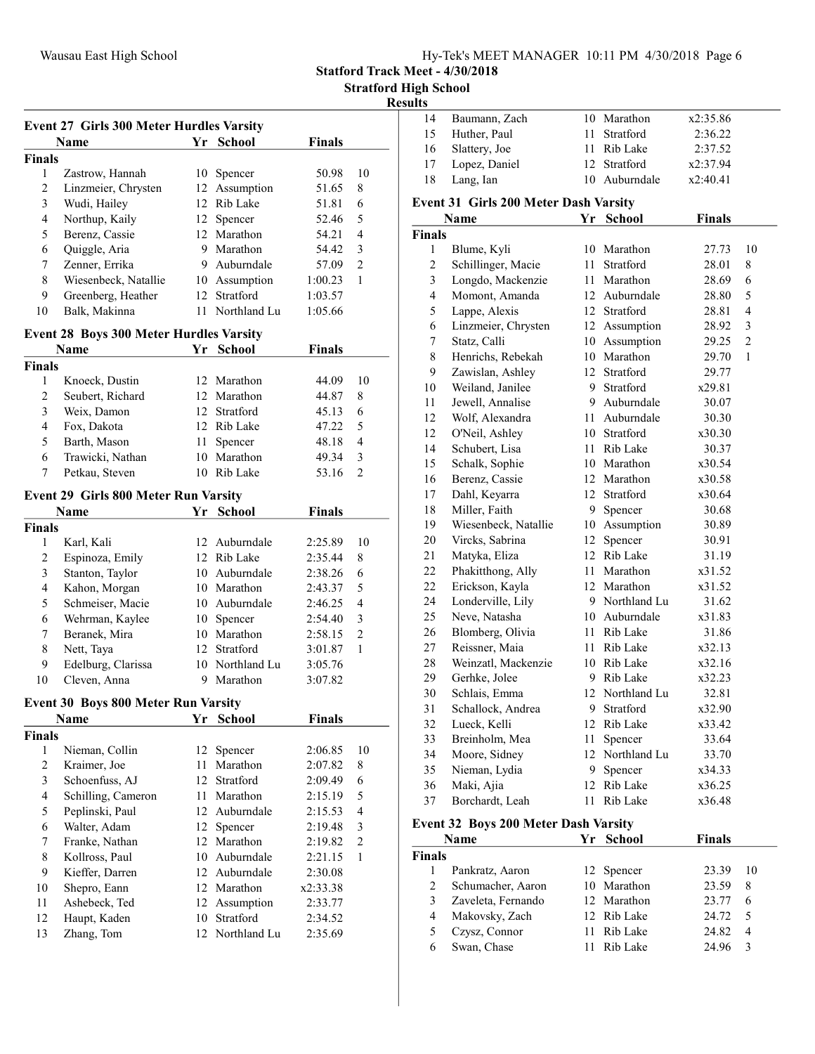**Statford Track Meet - 4/30/2018**

**Stratford High School**

**Results**

### Event 27 Girls 300 Meter Hurdles Varsity

| | Name | Yr | School | Finals | |
|---|---|---|---|---|---|
| **Finals** | | | | | |
| 1 | Zastrow, Hannah | 10 | Spencer | 50.98 | 10 |
| 2 | Linzmeier, Chrysten | 12 | Assumption | 51.65 | 8 |
| 3 | Wudi, Hailey | 12 | Rib Lake | 51.81 | 6 |
| 4 | Northup, Kaily | 12 | Spencer | 52.46 | 5 |
| 5 | Berenz, Cassie | 12 | Marathon | 54.21 | 4 |
| 6 | Quiggle, Aria | 9 | Marathon | 54.42 | 3 |
| 7 | Zenner, Errika | 9 | Auburndale | 57.09 | 2 |
| 8 | Wiesenbeck, Natallie | 10 | Assumption | 1:00.23 | 1 |
| 9 | Greenberg, Heather | 12 | Stratford | 1:03.57 | |
| 10 | Balk, Makinna | 11 | Northland Lu | 1:05.66 | |

### Event 28 Boys 300 Meter Hurdles Varsity

| | Name | Yr | School | Finals | |
|---|---|---|---|---|---|
| **Finals** | | | | | |
| 1 | Knoeck, Dustin | 12 | Marathon | 44.09 | 10 |
| 2 | Seubert, Richard | 12 | Marathon | 44.87 | 8 |
| 3 | Weix, Damon | 12 | Stratford | 45.13 | 6 |
| 4 | Fox, Dakota | 12 | Rib Lake | 47.22 | 5 |
| 5 | Barth, Mason | 11 | Spencer | 48.18 | 4 |
| 6 | Trawicki, Nathan | 10 | Marathon | 49.34 | 3 |
| 7 | Petkau, Steven | 10 | Rib Lake | 53.16 | 2 |

### Event 29 Girls 800 Meter Run Varsity

| | Name | Yr | School | Finals | |
|---|---|---|---|---|---|
| **Finals** | | | | | |
| 1 | Karl, Kali | 12 | Auburndale | 2:25.89 | 10 |
| 2 | Espinoza, Emily | 12 | Rib Lake | 2:35.44 | 8 |
| 3 | Stanton, Taylor | 10 | Auburndale | 2:38.26 | 6 |
| 4 | Kahon, Morgan | 10 | Marathon | 2:43.37 | 5 |
| 5 | Schmeiser, Macie | 10 | Auburndale | 2:46.25 | 4 |
| 6 | Wehrman, Kaylee | 10 | Spencer | 2:54.40 | 3 |
| 7 | Beranek, Mira | 10 | Marathon | 2:58.15 | 2 |
| 8 | Nett, Taya | 12 | Stratford | 3:01.87 | 1 |
| 9 | Edelburg, Clarissa | 10 | Northland Lu | 3:05.76 | |
| 10 | Cleven, Anna | 9 | Marathon | 3:07.82 | |

### Event 30 Boys 800 Meter Run Varsity

| | Name | Yr | School | Finals | |
|---|---|---|---|---|---|
| **Finals** | | | | | |
| 1 | Nieman, Collin | 12 | Spencer | 2:06.85 | 10 |
| 2 | Kraimer, Joe | 11 | Marathon | 2:07.82 | 8 |
| 3 | Schoenfuss, AJ | 12 | Stratford | 2:09.49 | 6 |
| 4 | Schilling, Cameron | 11 | Marathon | 2:15.19 | 5 |
| 5 | Peplinski, Paul | 12 | Auburndale | 2:15.53 | 4 |
| 6 | Walter, Adam | 12 | Spencer | 2:19.48 | 3 |
| 7 | Franke, Nathan | 12 | Marathon | 2:19.82 | 2 |
| 8 | Kollross, Paul | 10 | Auburndale | 2:21.15 | 1 |
| 9 | Kieffer, Darren | 12 | Auburndale | 2:30.08 | |
| 10 | Shepro, Eann | 12 | Marathon | x2:33.38 | |
| 11 | Ashebeck, Ted | 12 | Assumption | 2:33.77 | |
| 12 | Haupt, Kaden | 10 | Stratford | 2:34.52 | |
| 13 | Zhang, Tom | 12 | Northland Lu | 2:35.69 | |
| 14 | Baumann, Zach | 10 | Marathon | x2:35.86 | |
| 15 | Huther, Paul | 11 | Stratford | 2:36.22 | |
| 16 | Slattery, Joe | 11 | Rib Lake | 2:37.52 | |
| 17 | Lopez, Daniel | 12 | Stratford | x2:37.94 | |
| 18 | Lang, Ian | 10 | Auburndale | x2:40.41 | |

### Event 31 Girls 200 Meter Dash Varsity

| | Name | Yr | School | Finals | |
|---|---|---|---|---|---|
| **Finals** | | | | | |
| 1 | Blume, Kyli | 10 | Marathon | 27.73 | 10 |
| 2 | Schillinger, Macie | 11 | Stratford | 28.01 | 8 |
| 3 | Longdo, Mackenzie | 11 | Marathon | 28.69 | 6 |
| 4 | Momont, Amanda | 12 | Auburndale | 28.80 | 5 |
| 5 | Lappe, Alexis | 12 | Stratford | 28.81 | 4 |
| 6 | Linzmeier, Chrysten | 12 | Assumption | 28.92 | 3 |
| 7 | Statz, Calli | 10 | Assumption | 29.25 | 2 |
| 8 | Henrichs, Rebekah | 10 | Marathon | 29.70 | 1 |
| 9 | Zawislan, Ashley | 12 | Stratford | 29.77 | |
| 10 | Weiland, Janilee | 9 | Stratford | x29.81 | |
| 11 | Jewell, Annalise | 9 | Auburndale | 30.07 | |
| 12 | Wolf, Alexandra | 11 | Auburndale | 30.30 | |
| 12 | O'Neil, Ashley | 10 | Stratford | x30.30 | |
| 14 | Schubert, Lisa | 11 | Rib Lake | 30.37 | |
| 15 | Schalk, Sophie | 10 | Marathon | x30.54 | |
| 16 | Berenz, Cassie | 12 | Marathon | x30.58 | |
| 17 | Dahl, Keyarra | 12 | Stratford | x30.64 | |
| 18 | Miller, Faith | 9 | Spencer | 30.68 | |
| 19 | Wiesenbeck, Natallie | 10 | Assumption | 30.89 | |
| 20 | Vircks, Sabrina | 12 | Spencer | 30.91 | |
| 21 | Matyka, Eliza | 12 | Rib Lake | 31.19 | |
| 22 | Phakitthong, Ally | 11 | Marathon | x31.52 | |
| 22 | Erickson, Kayla | 12 | Marathon | x31.52 | |
| 24 | Londerville, Lily | 9 | Northland Lu | 31.62 | |
| 25 | Neve, Natasha | 10 | Auburndale | x31.83 | |
| 26 | Blomberg, Olivia | 11 | Rib Lake | 31.86 | |
| 27 | Reissner, Maia | 11 | Rib Lake | x32.13 | |
| 28 | Weinzatl, Mackenzie | 10 | Rib Lake | x32.16 | |
| 29 | Gerhke, Jolee | 9 | Rib Lake | x32.23 | |
| 30 | Schlais, Emma | 12 | Northland Lu | 32.81 | |
| 31 | Schallock, Andrea | 9 | Stratford | x32.90 | |
| 32 | Lueck, Kelli | 12 | Rib Lake | x33.42 | |
| 33 | Breinholm, Mea | 11 | Spencer | 33.64 | |
| 34 | Moore, Sidney | 12 | Northland Lu | 33.70 | |
| 35 | Nieman, Lydia | 9 | Spencer | x34.33 | |
| 36 | Maki, Ajia | 12 | Rib Lake | x36.25 | |
| 37 | Borchardt, Leah | 11 | Rib Lake | x36.48 | |

### Event 32 Boys 200 Meter Dash Varsity

| | Name | Yr | School | Finals | |
|---|---|---|---|---|---|
| **Finals** | | | | | |
| 1 | Pankratz, Aaron | 12 | Spencer | 23.39 | 10 |
| 2 | Schumacher, Aaron | 10 | Marathon | 23.59 | 8 |
| 3 | Zaveleta, Fernando | 12 | Marathon | 23.77 | 6 |
| 4 | Makovsky, Zach | 12 | Rib Lake | 24.72 | 5 |
| 5 | Czysz, Connor | 11 | Rib Lake | 24.82 | 4 |
| 6 | Swan, Chase | 11 | Rib Lake | 24.96 | 3 |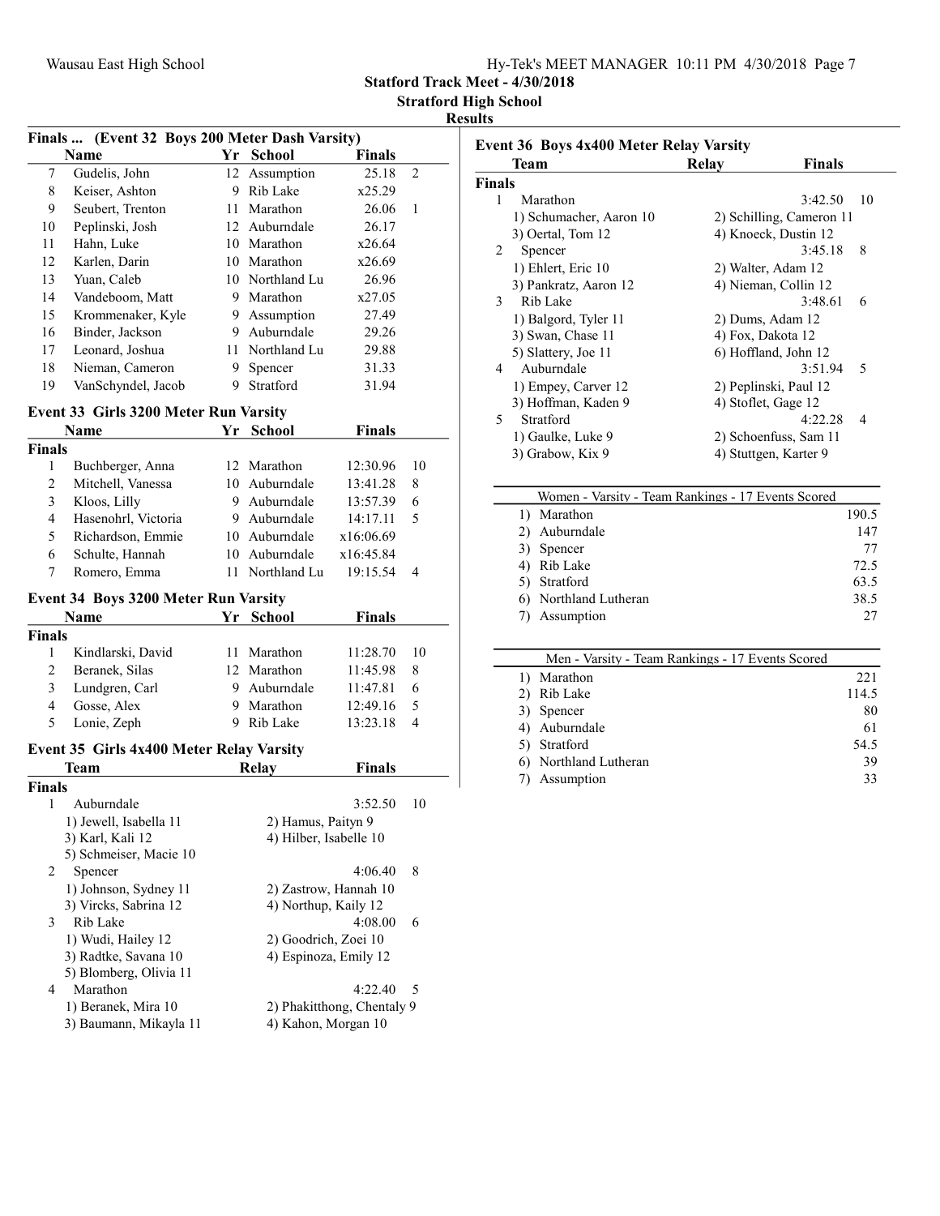## Statford Track Meet - 4/30/2018

### Stratford High School

### Results

#### Finals ... (Event 32 Boys 200 Meter Dash Varsity)

| | Name | Yr | School | Finals | |
|---|---|---|---|---|---|
| 7 | Gudelis, John | 12 | Assumption | 25.18 | 2 |
| 8 | Keiser, Ashton | 9 | Rib Lake | x25.29 | |
| 9 | Seubert, Trenton | 11 | Marathon | 26.06 | 1 |
| 10 | Peplinski, Josh | 12 | Auburndale | 26.17 | |
| 11 | Hahn, Luke | 10 | Marathon | x26.64 | |
| 12 | Karlen, Darin | 10 | Marathon | x26.69 | |
| 13 | Yuan, Caleb | 10 | Northland Lu | 26.96 | |
| 14 | Vandeboom, Matt | 9 | Marathon | x27.05 | |
| 15 | Krommenaker, Kyle | 9 | Assumption | 27.49 | |
| 16 | Binder, Jackson | 9 | Auburndale | 29.26 | |
| 17 | Leonard, Joshua | 11 | Northland Lu | 29.88 | |
| 18 | Nieman, Cameron | 9 | Spencer | 31.33 | |
| 19 | VanSchyndel, Jacob | 9 | Stratford | 31.94 | |

#### Event 33 Girls 3200 Meter Run Varsity

| | Name | Yr | School | Finals | |
|---|---|---|---|---|---|
| **Finals** | | | | | |
| 1 | Buchberger, Anna | 12 | Marathon | 12:30.96 | 10 |
| 2 | Mitchell, Vanessa | 10 | Auburndale | 13:41.28 | 8 |
| 3 | Kloos, Lilly | 9 | Auburndale | 13:57.39 | 6 |
| 4 | Hasenohrl, Victoria | 9 | Auburndale | 14:17.11 | 5 |
| 5 | Richardson, Emmie | 10 | Auburndale | x16:06.69 | |
| 6 | Schulte, Hannah | 10 | Auburndale | x16:45.84 | |
| 7 | Romero, Emma | 11 | Northland Lu | 19:15.54 | 4 |

#### Event 34 Boys 3200 Meter Run Varsity

| | Name | Yr | School | Finals | |
|---|---|---|---|---|---|
| **Finals** | | | | | |
| 1 | Kindlarski, David | 11 | Marathon | 11:28.70 | 10 |
| 2 | Beranek, Silas | 12 | Marathon | 11:45.98 | 8 |
| 3 | Lundgren, Carl | 9 | Auburndale | 11:47.81 | 6 |
| 4 | Gosse, Alex | 9 | Marathon | 12:49.16 | 5 |
| 5 | Lonie, Zeph | 9 | Rib Lake | 13:23.18 | 4 |

#### Event 35 Girls 4x400 Meter Relay Varsity

| | Team | Relay | Finals | |
|---|---|---|---|---|
| **Finals** | | | | |
| 1 | Auburndale | | 3:52.50 | 10 |
| | 1) Jewell, Isabella 11 | 2) Hamus, Paityn 9 | | |
| | 3) Karl, Kali 12 | 4) Hilber, Isabelle 10 | | |
| | 5) Schmeiser, Macie 10 | | | |
| 2 | Spencer | | 4:06.40 | 8 |
| | 1) Johnson, Sydney 11 | 2) Zastrow, Hannah 10 | | |
| | 3) Vircks, Sabrina 12 | 4) Northup, Kaily 12 | | |
| 3 | Rib Lake | | 4:08.00 | 6 |
| | 1) Wudi, Hailey 12 | 2) Goodrich, Zoei 10 | | |
| | 3) Radtke, Savana 10 | 4) Espinoza, Emily 12 | | |
| | 5) Blomberg, Olivia 11 | | | |
| 4 | Marathon | | 4:22.40 | 5 |
| | 1) Beranek, Mira 10 | 2) Phakitthong, Chentaly 9 | | |
| | 3) Baumann, Mikayla 11 | 4) Kahon, Morgan 10 | | |

#### Event 36 Boys 4x400 Meter Relay Varsity

| | Team | Relay | Finals | |
|---|---|---|---|---|
| **Finals** | | | | |
| 1 | Marathon | | 3:42.50 | 10 |
| | 1) Schumacher, Aaron 10 | 2) Schilling, Cameron 11 | | |
| | 3) Oertal, Tom 12 | 4) Knoeck, Dustin 12 | | |
| 2 | Spencer | | 3:45.18 | 8 |
| | 1) Ehlert, Eric 10 | 2) Walter, Adam 12 | | |
| | 3) Pankratz, Aaron 12 | 4) Nieman, Collin 12 | | |
| 3 | Rib Lake | | 3:48.61 | 6 |
| | 1) Balgord, Tyler 11 | 2) Dums, Adam 12 | | |
| | 3) Swan, Chase 11 | 4) Fox, Dakota 12 | | |
| | 5) Slattery, Joe 11 | 6) Hoffland, John 12 | | |
| 4 | Auburndale | | 3:51.94 | 5 |
| | 1) Empey, Carver 12 | 2) Peplinski, Paul 12 | | |
| | 3) Hoffman, Kaden 9 | 4) Stoflet, Gage 12 | | |
| 5 | Stratford | | 4:22.28 | 4 |
| | 1) Gaulke, Luke 9 | 2) Schoenfuss, Sam 11 | | |
| | 3) Grabow, Kix 9 | 4) Stuttgen, Karter 9 | | |

#### Women - Varsity - Team Rankings - 17 Events Scored

| | |
|---|---|
| 1) Marathon | 190.5 |
| 2) Auburndale | 147 |
| 3) Spencer | 77 |
| 4) Rib Lake | 72.5 |
| 5) Stratford | 63.5 |
| 6) Northland Lutheran | 38.5 |
| 7) Assumption | 27 |

#### Men - Varsity - Team Rankings - 17 Events Scored

| | |
|---|---|
| 1) Marathon | 221 |
| 2) Rib Lake | 114.5 |
| 3) Spencer | 80 |
| 4) Auburndale | 61 |
| 5) Stratford | 54.5 |
| 6) Northland Lutheran | 39 |
| 7) Assumption | 33 |